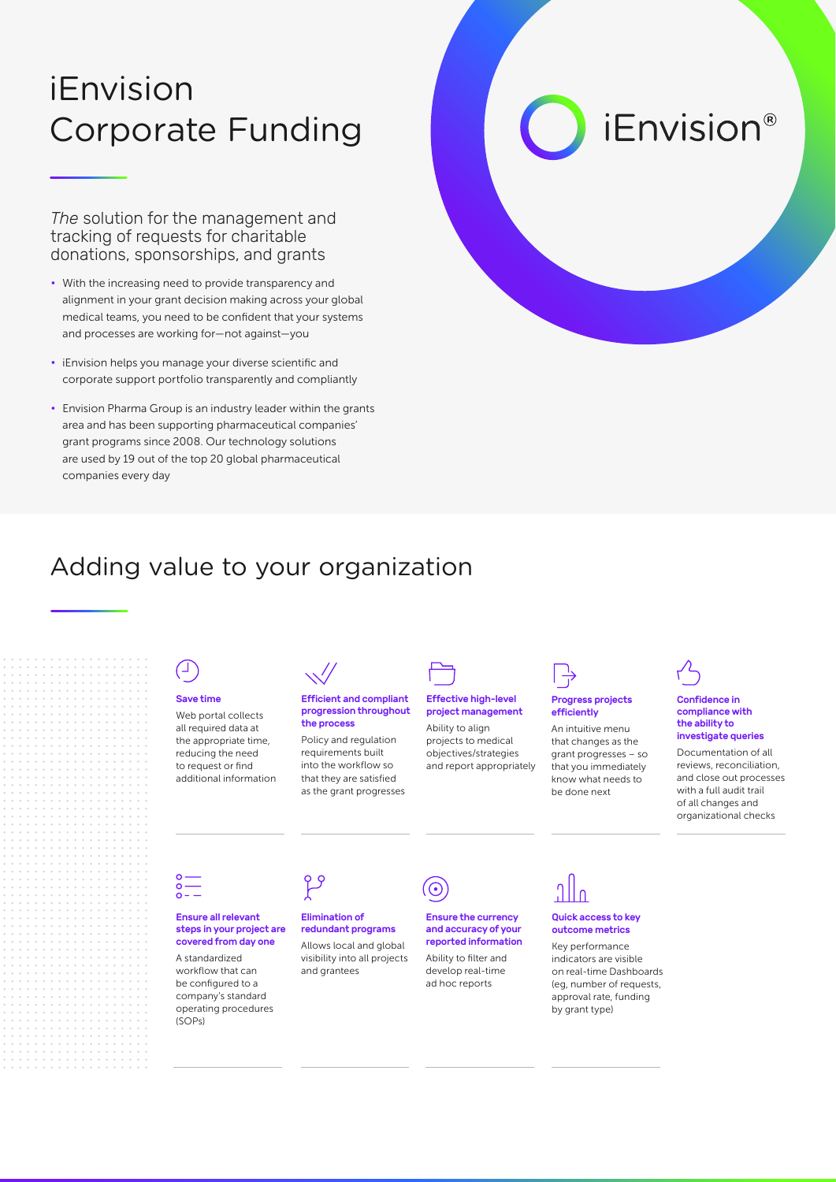# iEnvision Corporate Funding

iEnvision®

*The* solution for the management and tracking of requests for charitable donations, sponsorships, and grants

- With the increasing need to provide transparency and alignment in your grant decision making across your global medical teams, you need to be confident that your systems and processes are working for—not against—you
- iEnvision helps you manage your diverse scientific and corporate support portfolio transparently and compliantly
- Envision Pharma Group is an industry leader within the grants area and has been supporting pharmaceutical companies' grant programs since 2008. Our technology solutions are used by 19 out of the top 20 global pharmaceutical companies every day

## Adding value to your organization

**Save time**

Web portal collects all required data at the appropriate time, reducing the need to request or find additional information

**Efficient and compliant progression throughout the process**

Policy and regulation requirements built into the workflow so that they are satisfied as the grant progresses

**Effective high-level project management**

Ability to align projects to medical objectives/strategies and report appropriately

**Progress projects efficiently**

An intuitive menu that changes as the grant progresses – so that you immediately know what needs to be done next

**Confidence in compliance with the ability to investigate queries**

Documentation of all reviews, reconciliation, and close out processes with a full audit trail of all changes and organizational checks

**Ensure all relevant steps in your project are covered from day one**

A standardized workflow that can be configured to a company's standard operating procedures (SOPs)

**Elimination of redundant programs**

Allows local and global visibility into all projects and grantees

**Ensure the currency and accuracy of your reported information**

Ability to filter and develop real-time ad hoc reports

**Quick access to key outcome metrics**

Key performance indicators are visible on real-time Dashboards (eg, number of requests, approval rate, funding by grant type)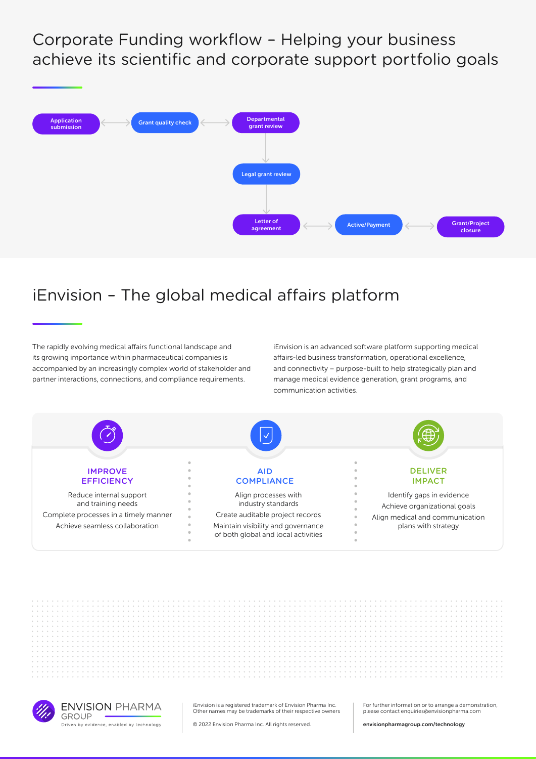# Corporate Funding workflow – Helping your business achieve its scientific and corporate support portfolio goals

Application submission ↔ Grant quality check ↔ Departmental grant review

Departmental grant review → Legal grant review → Letter of agreement

Letter of agreement ↔ Active/Payment ↔ Grant/Project closure

# iEnvision – The global medical affairs platform

The rapidly evolving medical affairs functional landscape and its growing importance within pharmaceutical companies is accompanied by an increasingly complex world of stakeholder and partner interactions, connections, and compliance requirements.

iEnvision is an advanced software platform supporting medical affairs-led business transformation, operational excellence, and connectivity – purpose-built to help strategically plan and manage medical evidence generation, grant programs, and communication activities.

### IMPROVE EFFICIENCY

Reduce internal support and training needs

Complete processes in a timely manner

Achieve seamless collaboration

### AID COMPLIANCE

Align processes with industry standards

Create auditable project records

Maintain visibility and governance of both global and local activities

### DELIVER IMPACT

Identify gaps in evidence

Achieve organizational goals

Align medical and communication plans with strategy

ENVISION PHARMA GROUP

Driven by evidence, enabled by technology

iEnvision is a registered trademark of Envision Pharma Inc. Other names may be trademarks of their respective owners

© 2022 Envision Pharma Inc. All rights reserved.

For further information or to arrange a demonstration, please contact enquiries@envisionpharma.com

**envisionpharmagroup.com/technology**